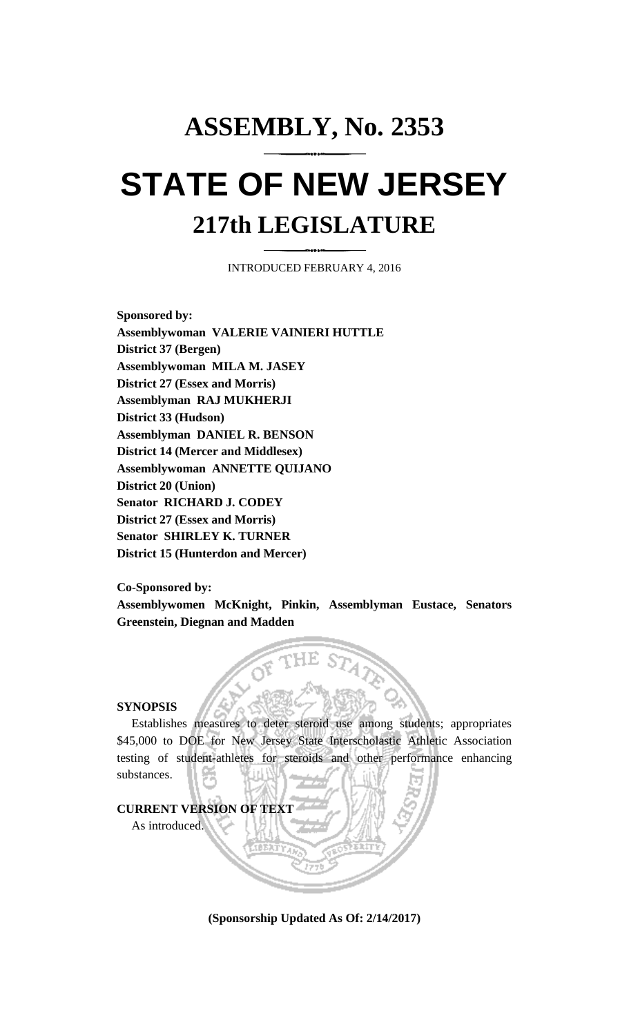# ASSEMBLY, No. 2353

# STATE OF NEW JERSEY

## 217th LEGISLATURE

INTRODUCED FEBRUARY 4, 2016

**Sponsored by:**
**Assemblywoman VALERIE VAINIERI HUTTLE**
**District 37 (Bergen)**
**Assemblywoman MILA M. JASEY**
**District 27 (Essex and Morris)**
**Assemblyman RAJ MUKHERJI**
**District 33 (Hudson)**
**Assemblyman DANIEL R. BENSON**
**District 14 (Mercer and Middlesex)**
**Assemblywoman ANNETTE QUIJANO**
**District 20 (Union)**
**Senator RICHARD J. CODEY**
**District 27 (Essex and Morris)**
**Senator SHIRLEY K. TURNER**
**District 15 (Hunterdon and Mercer)**

**Co-Sponsored by:**
**Assemblywomen McKnight, Pinkin, Assemblyman Eustace, Senators Greenstein, Diegnan and Madden**

**SYNOPSIS**

Establishes measures to deter steroid use among students; appropriates $45,000 to DOE for New Jersey State Interscholastic Athletic Association testing of student-athletes for steroids and other performance enhancing substances.

**CURRENT VERSION OF TEXT**

As introduced.

**(Sponsorship Updated As Of: 2/14/2017)**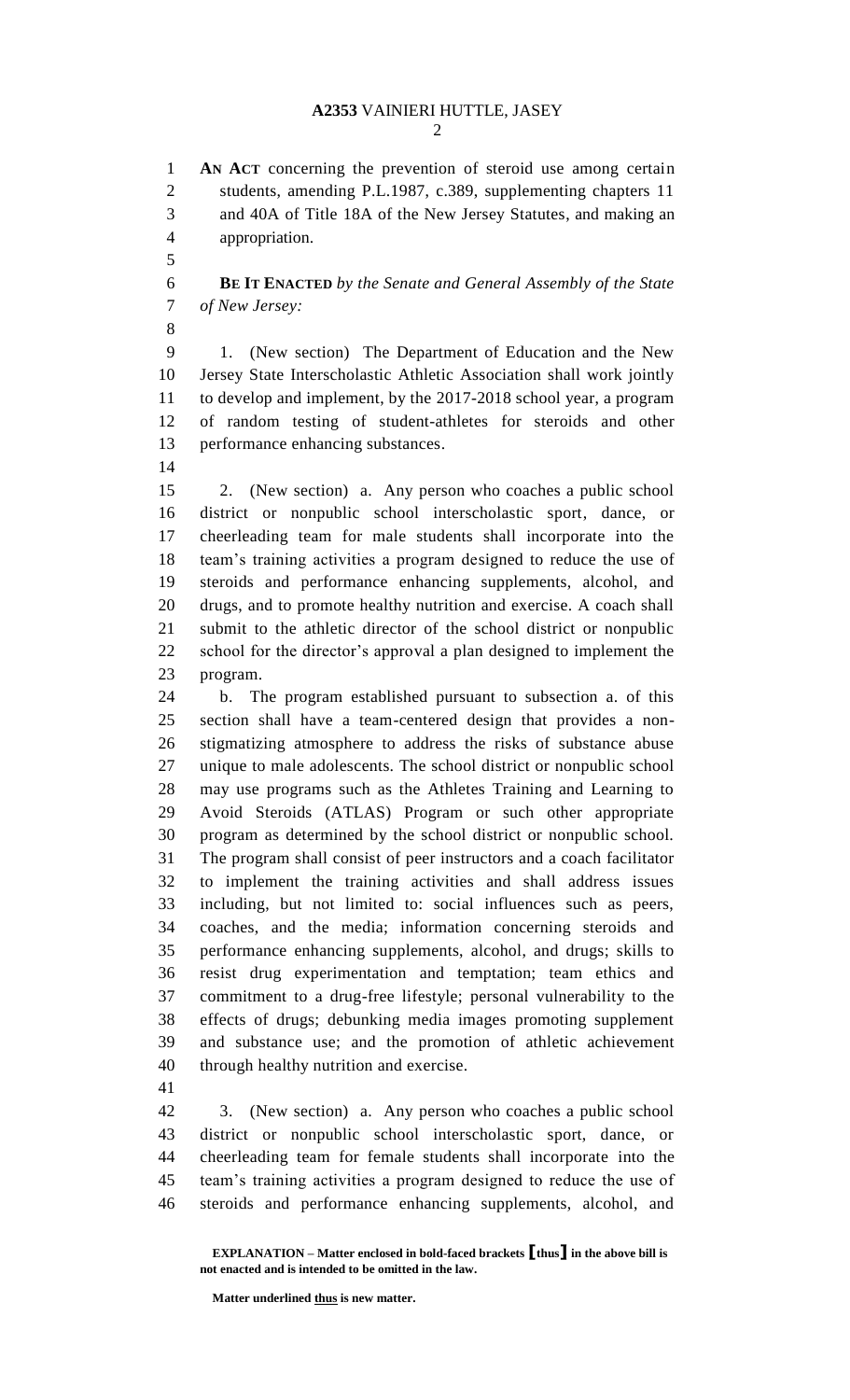**AN ACT** concerning the prevention of steroid use among certain students, amending P.L.1987, c.389, supplementing chapters 11 and 40A of Title 18A of the New Jersey Statutes, and making an appropriation.

**BE IT ENACTED** *by the Senate and General Assembly of the State of New Jersey:*

1. (New section) The Department of Education and the New Jersey State Interscholastic Athletic Association shall work jointly to develop and implement, by the 2017-2018 school year, a program of random testing of student-athletes for steroids and other performance enhancing substances.

2. (New section) a. Any person who coaches a public school district or nonpublic school interscholastic sport, dance, or cheerleading team for male students shall incorporate into the team's training activities a program designed to reduce the use of steroids and performance enhancing supplements, alcohol, and drugs, and to promote healthy nutrition and exercise. A coach shall submit to the athletic director of the school district or nonpublic school for the director's approval a plan designed to implement the program.

b. The program established pursuant to subsection a. of this section shall have a team-centered design that provides a non-stigmatizing atmosphere to address the risks of substance abuse unique to male adolescents. The school district or nonpublic school may use programs such as the Athletes Training and Learning to Avoid Steroids (ATLAS) Program or such other appropriate program as determined by the school district or nonpublic school. The program shall consist of peer instructors and a coach facilitator to implement the training activities and shall address issues including, but not limited to: social influences such as peers, coaches, and the media; information concerning steroids and performance enhancing supplements, alcohol, and drugs; skills to resist drug experimentation and temptation; team ethics and commitment to a drug-free lifestyle; personal vulnerability to the effects of drugs; debunking media images promoting supplement and substance use; and the promotion of athletic achievement through healthy nutrition and exercise.

3. (New section) a. Any person who coaches a public school district or nonpublic school interscholastic sport, dance, or cheerleading team for female students shall incorporate into the team's training activities a program designed to reduce the use of steroids and performance enhancing supplements, alcohol, and

**EXPLANATION – Matter enclosed in bold-faced brackets [thus] in the above bill is not enacted and is intended to be omitted in the law.**

**Matter underlined thus is new matter.**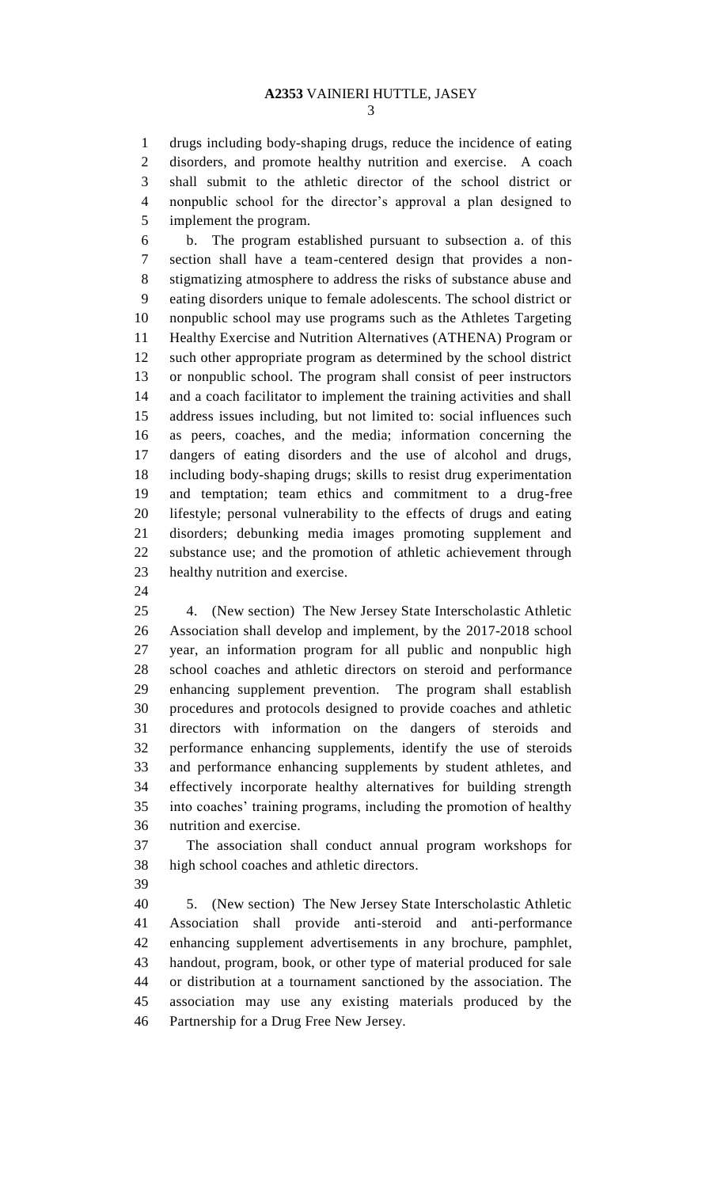drugs including body-shaping drugs, reduce the incidence of eating disorders, and promote healthy nutrition and exercise. A coach shall submit to the athletic director of the school district or nonpublic school for the director's approval a plan designed to implement the program.

b. The program established pursuant to subsection a. of this section shall have a team-centered design that provides a non-stigmatizing atmosphere to address the risks of substance abuse and eating disorders unique to female adolescents. The school district or nonpublic school may use programs such as the Athletes Targeting Healthy Exercise and Nutrition Alternatives (ATHENA) Program or such other appropriate program as determined by the school district or nonpublic school. The program shall consist of peer instructors and a coach facilitator to implement the training activities and shall address issues including, but not limited to: social influences such as peers, coaches, and the media; information concerning the dangers of eating disorders and the use of alcohol and drugs, including body-shaping drugs; skills to resist drug experimentation and temptation; team ethics and commitment to a drug-free lifestyle; personal vulnerability to the effects of drugs and eating disorders; debunking media images promoting supplement and substance use; and the promotion of athletic achievement through healthy nutrition and exercise.

4. (New section) The New Jersey State Interscholastic Athletic Association shall develop and implement, by the 2017-2018 school year, an information program for all public and nonpublic high school coaches and athletic directors on steroid and performance enhancing supplement prevention. The program shall establish procedures and protocols designed to provide coaches and athletic directors with information on the dangers of steroids and performance enhancing supplements, identify the use of steroids and performance enhancing supplements by student athletes, and effectively incorporate healthy alternatives for building strength into coaches' training programs, including the promotion of healthy nutrition and exercise.

The association shall conduct annual program workshops for high school coaches and athletic directors.

5. (New section) The New Jersey State Interscholastic Athletic Association shall provide anti-steroid and anti-performance enhancing supplement advertisements in any brochure, pamphlet, handout, program, book, or other type of material produced for sale or distribution at a tournament sanctioned by the association. The association may use any existing materials produced by the Partnership for a Drug Free New Jersey.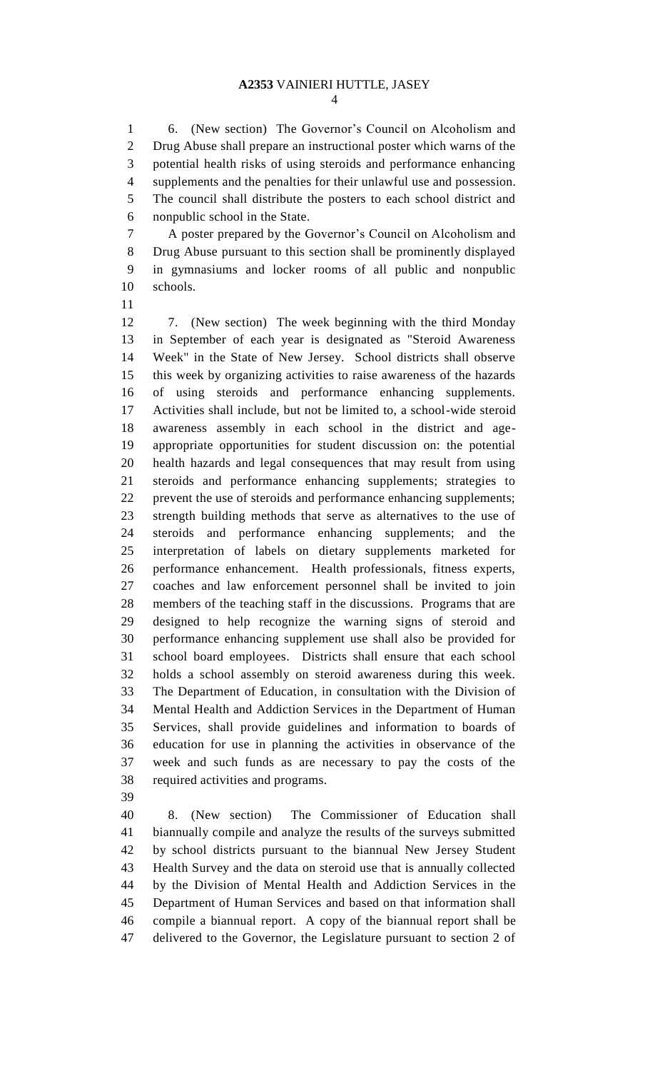6. (New section) The Governor's Council on Alcoholism and Drug Abuse shall prepare an instructional poster which warns of the potential health risks of using steroids and performance enhancing supplements and the penalties for their unlawful use and possession. The council shall distribute the posters to each school district and nonpublic school in the State.

A poster prepared by the Governor's Council on Alcoholism and Drug Abuse pursuant to this section shall be prominently displayed in gymnasiums and locker rooms of all public and nonpublic schools.

7. (New section) The week beginning with the third Monday in September of each year is designated as "Steroid Awareness Week" in the State of New Jersey. School districts shall observe this week by organizing activities to raise awareness of the hazards of using steroids and performance enhancing supplements. Activities shall include, but not be limited to, a school-wide steroid awareness assembly in each school in the district and age-appropriate opportunities for student discussion on: the potential health hazards and legal consequences that may result from using steroids and performance enhancing supplements; strategies to prevent the use of steroids and performance enhancing supplements; strength building methods that serve as alternatives to the use of steroids and performance enhancing supplements; and the interpretation of labels on dietary supplements marketed for performance enhancement. Health professionals, fitness experts, coaches and law enforcement personnel shall be invited to join members of the teaching staff in the discussions. Programs that are designed to help recognize the warning signs of steroid and performance enhancing supplement use shall also be provided for school board employees. Districts shall ensure that each school holds a school assembly on steroid awareness during this week. The Department of Education, in consultation with the Division of Mental Health and Addiction Services in the Department of Human Services, shall provide guidelines and information to boards of education for use in planning the activities in observance of the week and such funds as are necessary to pay the costs of the required activities and programs.

8. (New section) The Commissioner of Education shall biannually compile and analyze the results of the surveys submitted by school districts pursuant to the biannual New Jersey Student Health Survey and the data on steroid use that is annually collected by the Division of Mental Health and Addiction Services in the Department of Human Services and based on that information shall compile a biannual report. A copy of the biannual report shall be delivered to the Governor, the Legislature pursuant to section 2 of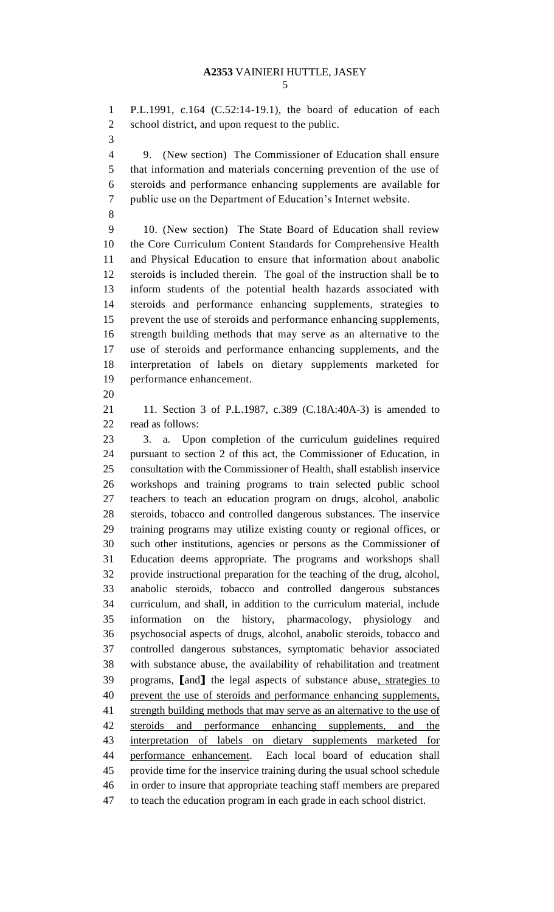P.L.1991, c.164 (C.52:14-19.1), the board of education of each school district, and upon request to the public.

9. (New section) The Commissioner of Education shall ensure that information and materials concerning prevention of the use of steroids and performance enhancing supplements are available for public use on the Department of Education's Internet website.

10. (New section) The State Board of Education shall review the Core Curriculum Content Standards for Comprehensive Health and Physical Education to ensure that information about anabolic steroids is included therein. The goal of the instruction shall be to inform students of the potential health hazards associated with steroids and performance enhancing supplements, strategies to prevent the use of steroids and performance enhancing supplements, strength building methods that may serve as an alternative to the use of steroids and performance enhancing supplements, and the interpretation of labels on dietary supplements marketed for performance enhancement.

11. Section 3 of P.L.1987, c.389 (C.18A:40A-3) is amended to read as follows:

3. a. Upon completion of the curriculum guidelines required pursuant to section 2 of this act, the Commissioner of Education, in consultation with the Commissioner of Health, shall establish inservice workshops and training programs to train selected public school teachers to teach an education program on drugs, alcohol, anabolic steroids, tobacco and controlled dangerous substances. The inservice training programs may utilize existing county or regional offices, or such other institutions, agencies or persons as the Commissioner of Education deems appropriate. The programs and workshops shall provide instructional preparation for the teaching of the drug, alcohol, anabolic steroids, tobacco and controlled dangerous substances curriculum, and shall, in addition to the curriculum material, include information on the history, pharmacology, physiology and psychosocial aspects of drugs, alcohol, anabolic steroids, tobacco and controlled dangerous substances, symptomatic behavior associated with substance abuse, the availability of rehabilitation and treatment programs, [and] the legal aspects of substance abuse<u>, strategies to prevent the use of steroids and performance enhancing supplements, strength building methods that may serve as an alternative to the use of steroids and performance enhancing supplements, and the interpretation of labels on dietary supplements marketed for performance enhancement</u>. Each local board of education shall provide time for the inservice training during the usual school schedule in order to insure that appropriate teaching staff members are prepared to teach the education program in each grade in each school district.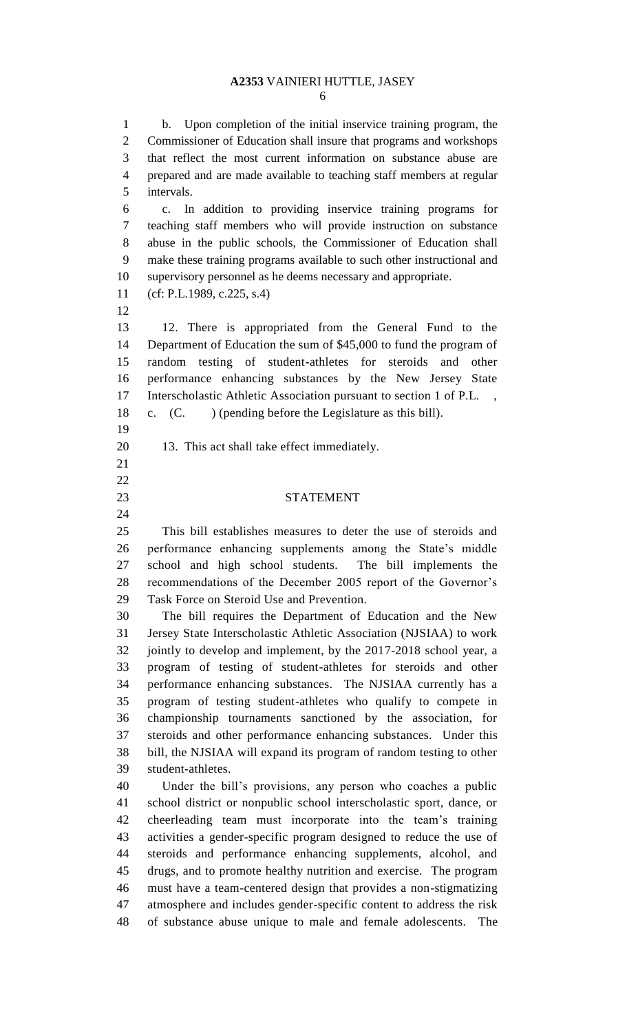b. Upon completion of the initial inservice training program, the Commissioner of Education shall insure that programs and workshops that reflect the most current information on substance abuse are prepared and are made available to teaching staff members at regular intervals.

c. In addition to providing inservice training programs for teaching staff members who will provide instruction on substance abuse in the public schools, the Commissioner of Education shall make these training programs available to such other instructional and supervisory personnel as he deems necessary and appropriate.

(cf: P.L.1989, c.225, s.4)

12. There is appropriated from the General Fund to the Department of Education the sum of $45,000 to fund the program of random testing of student-athletes for steroids and other performance enhancing substances by the New Jersey State Interscholastic Athletic Association pursuant to section 1 of P.L. , c. (C. ) (pending before the Legislature as this bill).

13. This act shall take effect immediately.

## STATEMENT

This bill establishes measures to deter the use of steroids and performance enhancing supplements among the State's middle school and high school students. The bill implements the recommendations of the December 2005 report of the Governor's Task Force on Steroid Use and Prevention.

The bill requires the Department of Education and the New Jersey State Interscholastic Athletic Association (NJSIAA) to work jointly to develop and implement, by the 2017-2018 school year, a program of testing of student-athletes for steroids and other performance enhancing substances. The NJSIAA currently has a program of testing student-athletes who qualify to compete in championship tournaments sanctioned by the association, for steroids and other performance enhancing substances. Under this bill, the NJSIAA will expand its program of random testing to other student-athletes.

Under the bill's provisions, any person who coaches a public school district or nonpublic school interscholastic sport, dance, or cheerleading team must incorporate into the team's training activities a gender-specific program designed to reduce the use of steroids and performance enhancing supplements, alcohol, and drugs, and to promote healthy nutrition and exercise. The program must have a team-centered design that provides a non-stigmatizing atmosphere and includes gender-specific content to address the risk of substance abuse unique to male and female adolescents. The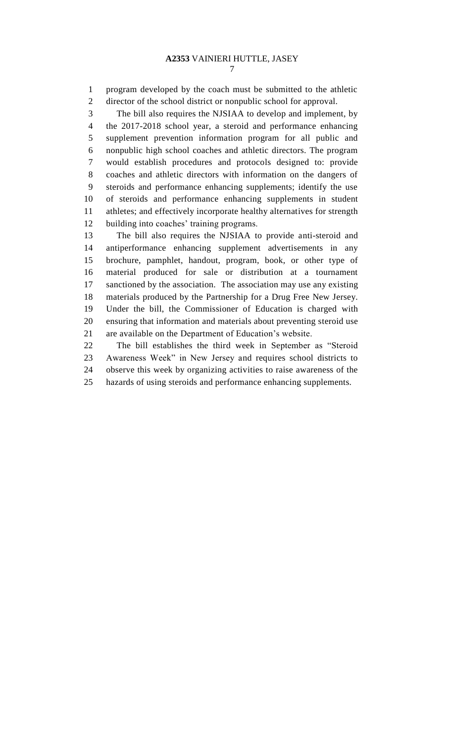program developed by the coach must be submitted to the athletic director of the school district or nonpublic school for approval.

The bill also requires the NJSIAA to develop and implement, by the 2017-2018 school year, a steroid and performance enhancing supplement prevention information program for all public and nonpublic high school coaches and athletic directors. The program would establish procedures and protocols designed to: provide coaches and athletic directors with information on the dangers of steroids and performance enhancing supplements; identify the use of steroids and performance enhancing supplements in student athletes; and effectively incorporate healthy alternatives for strength building into coaches' training programs.

The bill also requires the NJSIAA to provide anti-steroid and antiperformance enhancing supplement advertisements in any brochure, pamphlet, handout, program, book, or other type of material produced for sale or distribution at a tournament sanctioned by the association. The association may use any existing materials produced by the Partnership for a Drug Free New Jersey. Under the bill, the Commissioner of Education is charged with ensuring that information and materials about preventing steroid use are available on the Department of Education's website.

The bill establishes the third week in September as "Steroid Awareness Week" in New Jersey and requires school districts to observe this week by organizing activities to raise awareness of the hazards of using steroids and performance enhancing supplements.